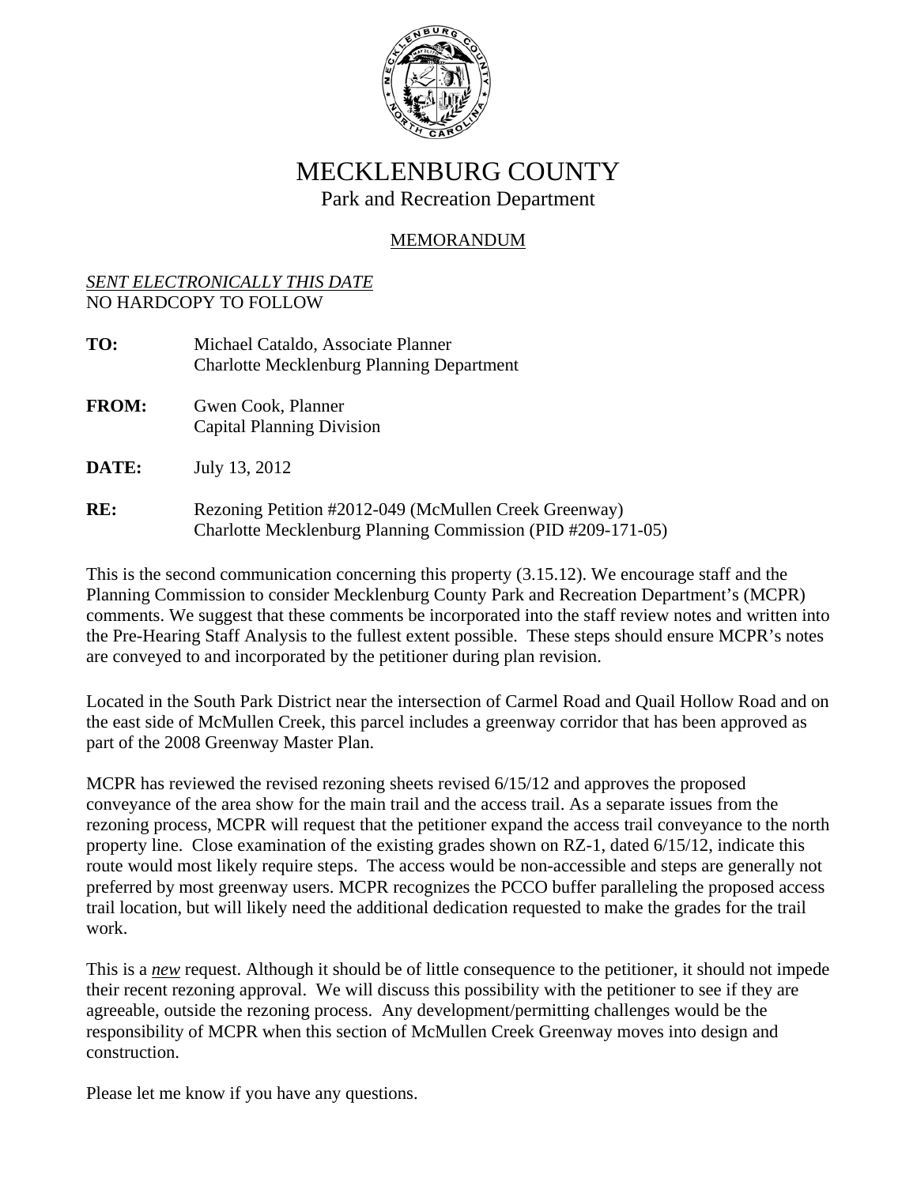# MECKLENBURG COUNTY

Park and Recreation Department

MEMORANDUM

*SENT ELECTRONICALLY THIS DATE*
NO HARDCOPY TO FOLLOW

**TO:** Michael Cataldo, Associate Planner
Charlotte Mecklenburg Planning Department

**FROM:** Gwen Cook, Planner
Capital Planning Division

**DATE:** July 13, 2012

**RE:** Rezoning Petition #2012-049 (McMullen Creek Greenway)
Charlotte Mecklenburg Planning Commission (PID #209-171-05)

This is the second communication concerning this property (3.15.12). We encourage staff and the Planning Commission to consider Mecklenburg County Park and Recreation Department's (MCPR) comments. We suggest that these comments be incorporated into the staff review notes and written into the Pre-Hearing Staff Analysis to the fullest extent possible. These steps should ensure MCPR's notes are conveyed to and incorporated by the petitioner during plan revision.

Located in the South Park District near the intersection of Carmel Road and Quail Hollow Road and on the east side of McMullen Creek, this parcel includes a greenway corridor that has been approved as part of the 2008 Greenway Master Plan.

MCPR has reviewed the revised rezoning sheets revised 6/15/12 and approves the proposed conveyance of the area show for the main trail and the access trail. As a separate issues from the rezoning process, MCPR will request that the petitioner expand the access trail conveyance to the north property line. Close examination of the existing grades shown on RZ-1, dated 6/15/12, indicate this route would most likely require steps. The access would be non-accessible and steps are generally not preferred by most greenway users. MCPR recognizes the PCCO buffer paralleling the proposed access trail location, but will likely need the additional dedication requested to make the grades for the trail work.

This is a ***new*** request. Although it should be of little consequence to the petitioner, it should not impede their recent rezoning approval. We will discuss this possibility with the petitioner to see if they are agreeable, outside the rezoning process. Any development/permitting challenges would be the responsibility of MCPR when this section of McMullen Creek Greenway moves into design and construction.

Please let me know if you have any questions.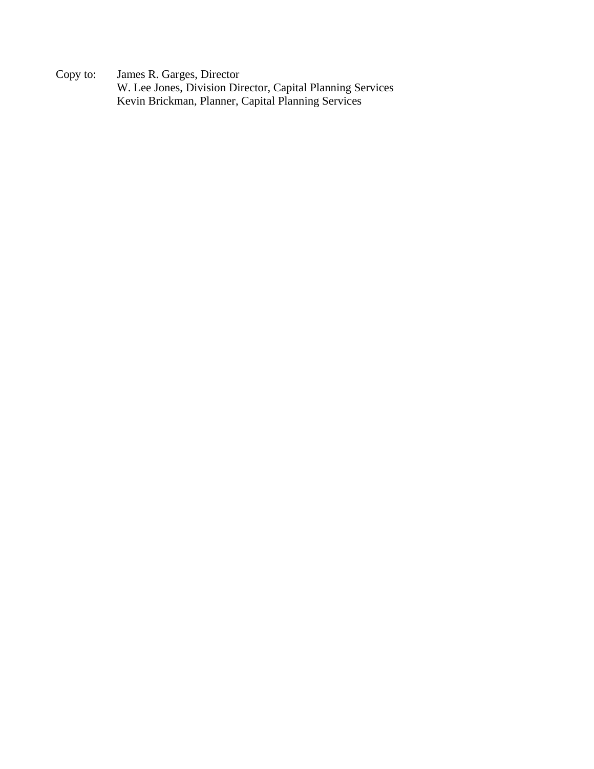Copy to: James R. Garges, Director
W. Lee Jones, Division Director, Capital Planning Services
Kevin Brickman, Planner, Capital Planning Services